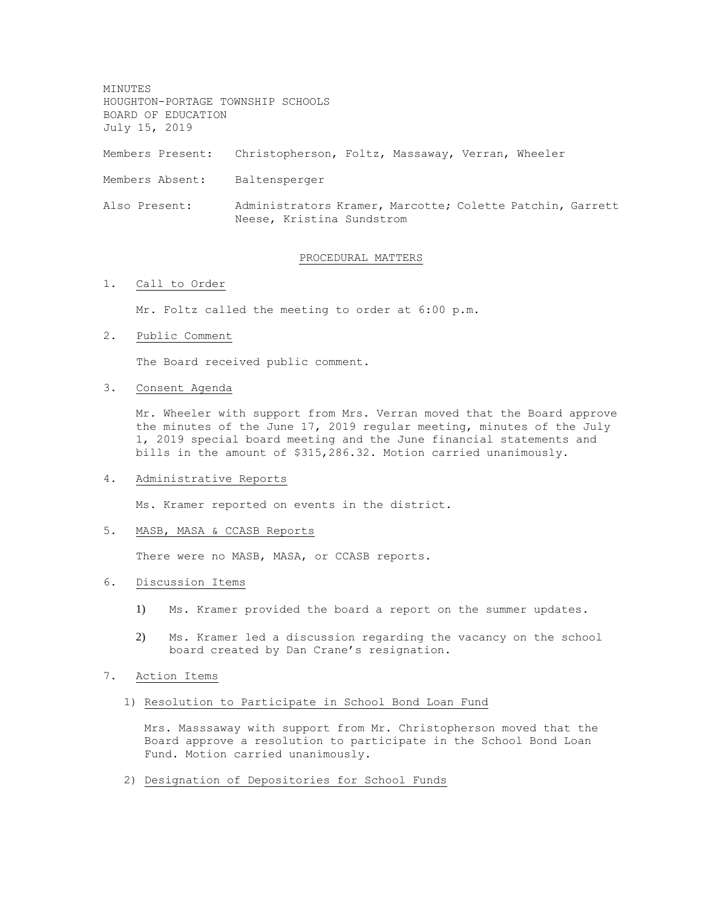MINUTES
HOUGHTON-PORTAGE TOWNSHIP SCHOOLS
BOARD OF EDUCATION
July 15, 2019

Members Present: Christopherson, Foltz, Massaway, Verran, Wheeler

Members Absent: Baltensperger

Also Present: Administrators Kramer, Marcotte; Colette Patchin, Garrett Neese, Kristina Sundstrom

## PROCEDURAL MATTERS

1. Call to Order

   Mr. Foltz called the meeting to order at 6:00 p.m.

2. Public Comment

   The Board received public comment.

3. Consent Agenda

   Mr. Wheeler with support from Mrs. Verran moved that the Board approve the minutes of the June 17, 2019 regular meeting, minutes of the July 1, 2019 special board meeting and the June financial statements and bills in the amount of $315,286.32. Motion carried unanimously.

4. Administrative Reports

   Ms. Kramer reported on events in the district.

5. MASB, MASA & CCASB Reports

   There were no MASB, MASA, or CCASB reports.

6. Discussion Items

   1) Ms. Kramer provided the board a report on the summer updates.

   2) Ms. Kramer led a discussion regarding the vacancy on the school board created by Dan Crane's resignation.

7. Action Items

   1) Resolution to Participate in School Bond Loan Fund

      Mrs. Masssaway with support from Mr. Christopherson moved that the Board approve a resolution to participate in the School Bond Loan Fund. Motion carried unanimously.

   2) Designation of Depositories for School Funds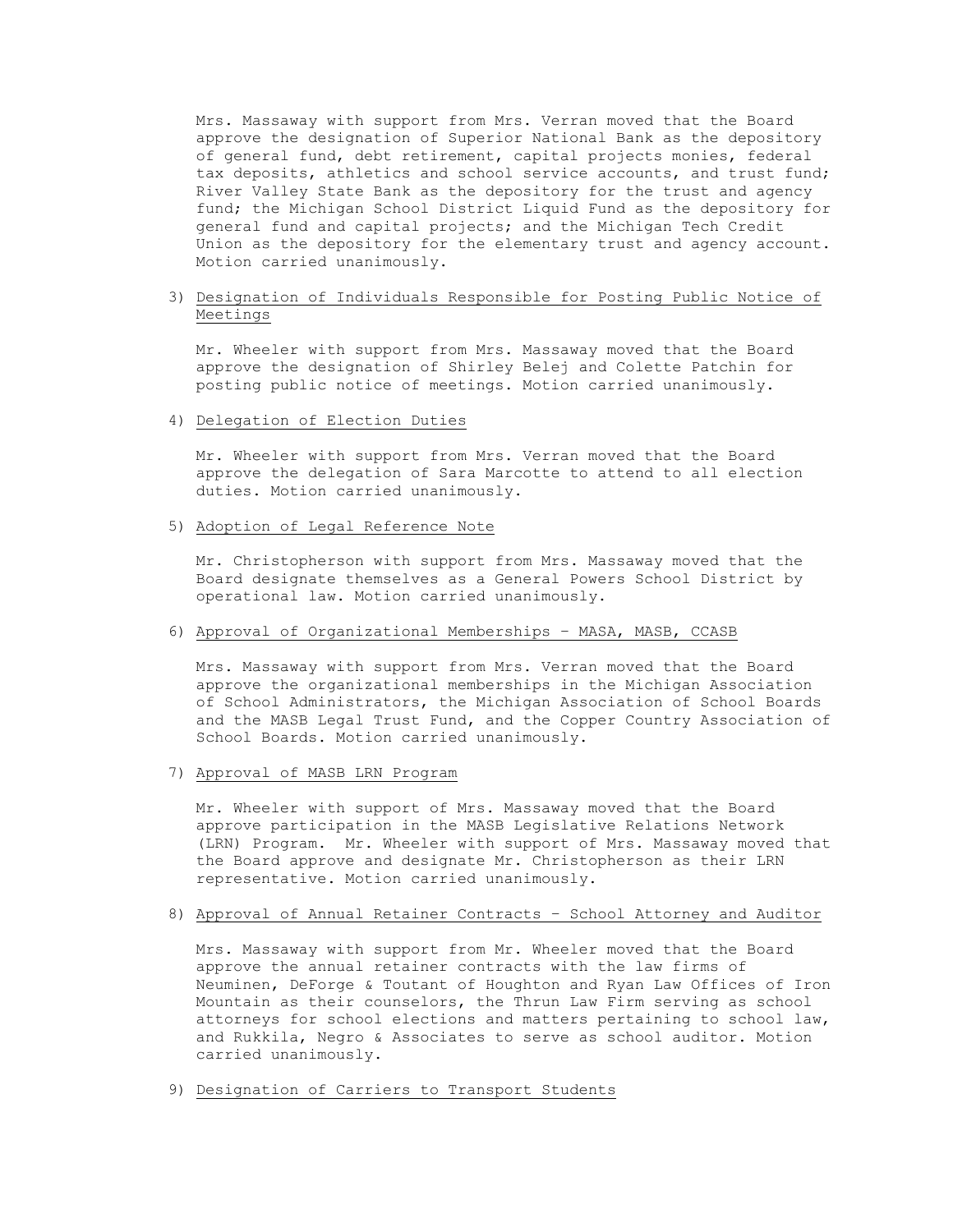Mrs. Massaway with support from Mrs. Verran moved that the Board approve the designation of Superior National Bank as the depository of general fund, debt retirement, capital projects monies, federal tax deposits, athletics and school service accounts, and trust fund; River Valley State Bank as the depository for the trust and agency fund; the Michigan School District Liquid Fund as the depository for general fund and capital projects; and the Michigan Tech Credit Union as the depository for the elementary trust and agency account. Motion carried unanimously.

3) <u>Designation of Individuals Responsible for Posting Public Notice of Meetings</u>

   Mr. Wheeler with support from Mrs. Massaway moved that the Board approve the designation of Shirley Belej and Colette Patchin for posting public notice of meetings. Motion carried unanimously.

4) <u>Delegation of Election Duties</u>

   Mr. Wheeler with support from Mrs. Verran moved that the Board approve the delegation of Sara Marcotte to attend to all election duties. Motion carried unanimously.

5) <u>Adoption of Legal Reference Note</u>

   Mr. Christopherson with support from Mrs. Massaway moved that the Board designate themselves as a General Powers School District by operational law. Motion carried unanimously.

6) <u>Approval of Organizational Memberships – MASA, MASB, CCASB</u>

   Mrs. Massaway with support from Mrs. Verran moved that the Board approve the organizational memberships in the Michigan Association of School Administrators, the Michigan Association of School Boards and the MASB Legal Trust Fund, and the Copper Country Association of School Boards. Motion carried unanimously.

7) <u>Approval of MASB LRN Program</u>

   Mr. Wheeler with support of Mrs. Massaway moved that the Board approve participation in the MASB Legislative Relations Network (LRN) Program. Mr. Wheeler with support of Mrs. Massaway moved that the Board approve and designate Mr. Christopherson as their LRN representative. Motion carried unanimously.

8) <u>Approval of Annual Retainer Contracts – School Attorney and Auditor</u>

   Mrs. Massaway with support from Mr. Wheeler moved that the Board approve the annual retainer contracts with the law firms of Neuminen, DeForge & Toutant of Houghton and Ryan Law Offices of Iron Mountain as their counselors, the Thrun Law Firm serving as school attorneys for school elections and matters pertaining to school law, and Rukkila, Negro & Associates to serve as school auditor. Motion carried unanimously.

9) <u>Designation of Carriers to Transport Students</u>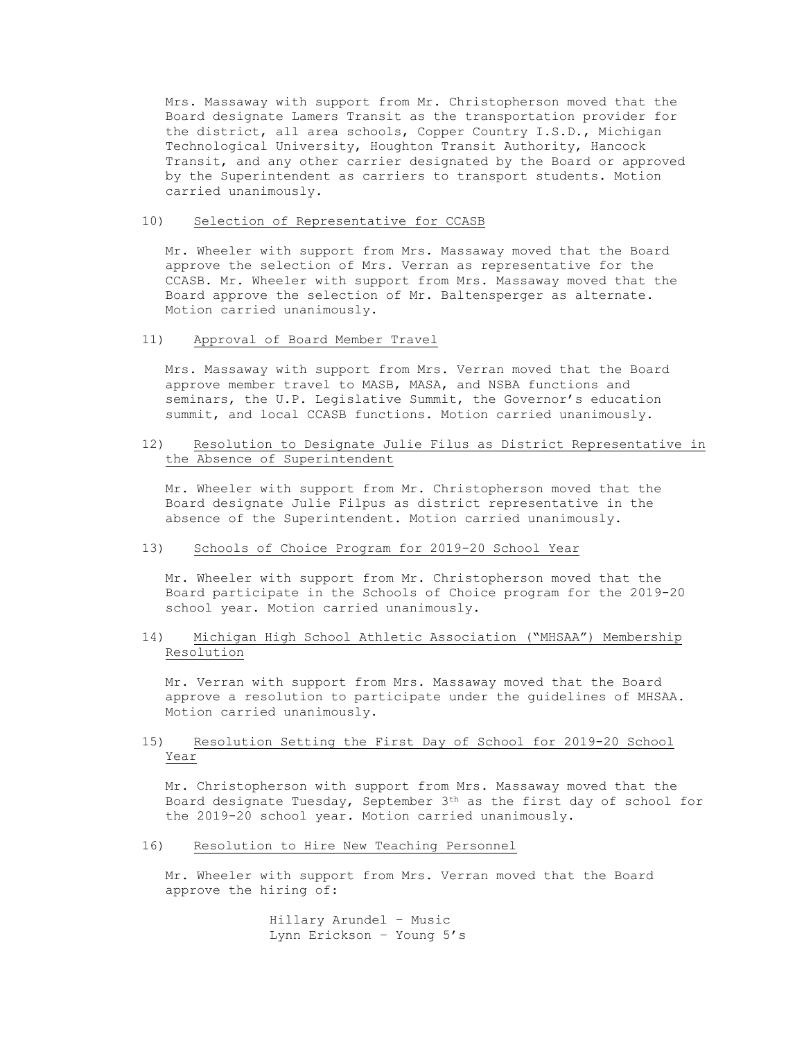Mrs. Massaway with support from Mr. Christopherson moved that the Board designate Lamers Transit as the transportation provider for the district, all area schools, Copper Country I.S.D., Michigan Technological University, Houghton Transit Authority, Hancock Transit, and any other carrier designated by the Board or approved by the Superintendent as carriers to transport students. Motion carried unanimously.

10) <u>Selection of Representative for CCASB</u>

Mr. Wheeler with support from Mrs. Massaway moved that the Board approve the selection of Mrs. Verran as representative for the CCASB. Mr. Wheeler with support from Mrs. Massaway moved that the Board approve the selection of Mr. Baltensperger as alternate. Motion carried unanimously.

11) <u>Approval of Board Member Travel</u>

Mrs. Massaway with support from Mrs. Verran moved that the Board approve member travel to MASB, MASA, and NSBA functions and seminars, the U.P. Legislative Summit, the Governor's education summit, and local CCASB functions. Motion carried unanimously.

12) <u>Resolution to Designate Julie Filus as District Representative in the Absence of Superintendent</u>

Mr. Wheeler with support from Mr. Christopherson moved that the Board designate Julie Filpus as district representative in the absence of the Superintendent. Motion carried unanimously.

13) <u>Schools of Choice Program for 2019-20 School Year</u>

Mr. Wheeler with support from Mr. Christopherson moved that the Board participate in the Schools of Choice program for the 2019-20 school year. Motion carried unanimously.

14) <u>Michigan High School Athletic Association ("MHSAA") Membership Resolution</u>

Mr. Verran with support from Mrs. Massaway moved that the Board approve a resolution to participate under the guidelines of MHSAA. Motion carried unanimously.

15) <u>Resolution Setting the First Day of School for 2019-20 School Year</u>

Mr. Christopherson with support from Mrs. Massaway moved that the Board designate Tuesday, September 3rd as the first day of school for the 2019-20 school year. Motion carried unanimously.

16) <u>Resolution to Hire New Teaching Personnel</u>

Mr. Wheeler with support from Mrs. Verran moved that the Board approve the hiring of:

Hillary Arundel – Music
Lynn Erickson – Young 5's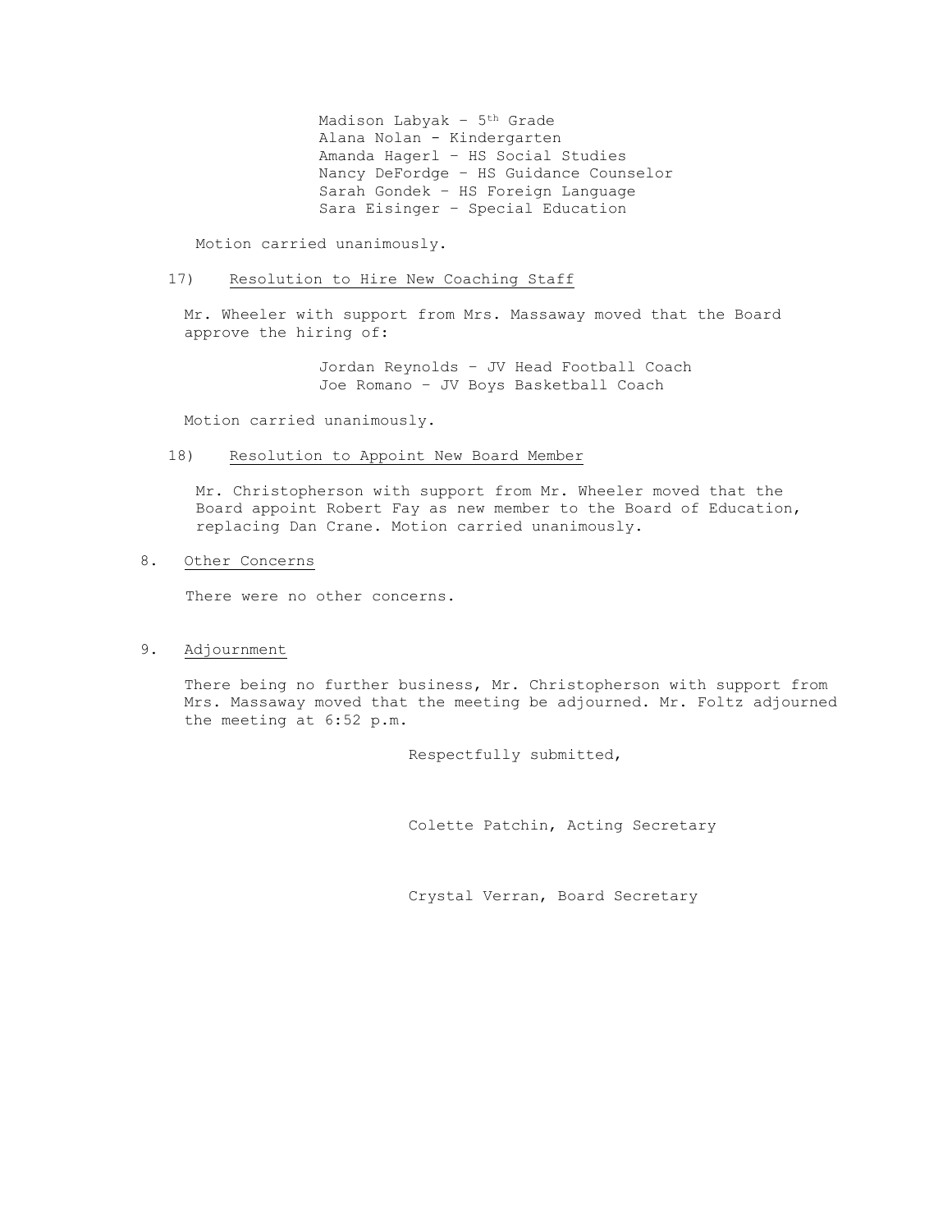Madison Labyak – 5th Grade
Alana Nolan - Kindergarten
Amanda Hagerl – HS Social Studies
Nancy DeFordge – HS Guidance Counselor
Sarah Gondek – HS Foreign Language
Sara Eisinger – Special Education

Motion carried unanimously.

17) Resolution to Hire New Coaching Staff

Mr. Wheeler with support from Mrs. Massaway moved that the Board approve the hiring of:

Jordan Reynolds – JV Head Football Coach
Joe Romano – JV Boys Basketball Coach

Motion carried unanimously.

18) Resolution to Appoint New Board Member

Mr. Christopherson with support from Mr. Wheeler moved that the Board appoint Robert Fay as new member to the Board of Education, replacing Dan Crane. Motion carried unanimously.

8. Other Concerns

There were no other concerns.

9. Adjournment

There being no further business, Mr. Christopherson with support from Mrs. Massaway moved that the meeting be adjourned. Mr. Foltz adjourned the meeting at 6:52 p.m.

Respectfully submitted,

Colette Patchin, Acting Secretary

Crystal Verran, Board Secretary